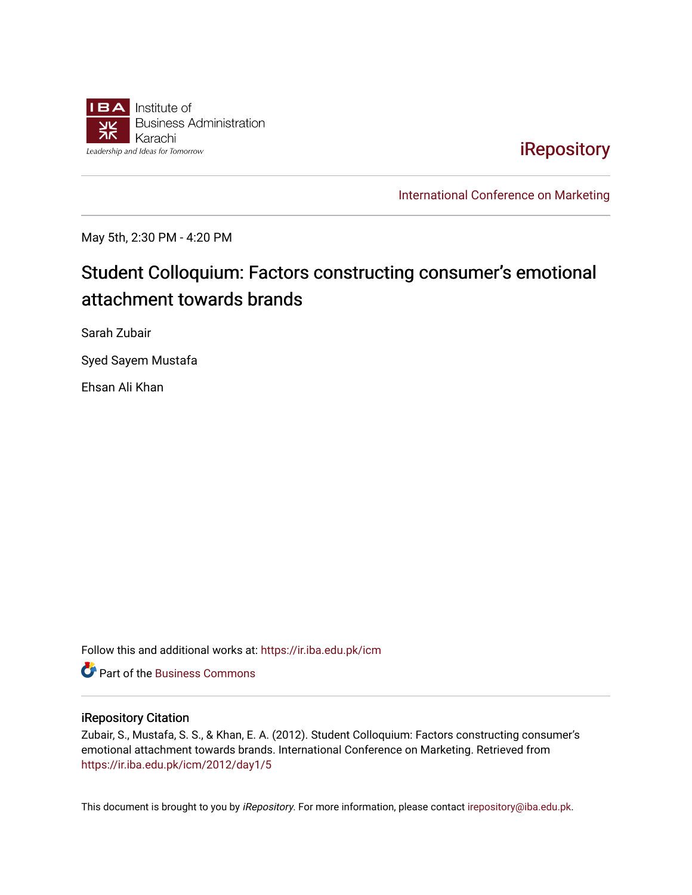Institute of Business Administration Karachi

Leadership and Ideas for Tomorrow

iRepository

International Conference on Marketing

May 5th, 2:30 PM - 4:20 PM

# Student Colloquium: Factors constructing consumer's emotional attachment towards brands

Sarah Zubair

Syed Sayem Mustafa

Ehsan Ali Khan

Follow this and additional works at: https://ir.iba.edu.pk/icm

Part of the Business Commons

## iRepository Citation

Zubair, S., Mustafa, S. S., & Khan, E. A. (2012). Student Colloquium: Factors constructing consumer's emotional attachment towards brands. International Conference on Marketing. Retrieved from https://ir.iba.edu.pk/icm/2012/day1/5

This document is brought to you by *iRepository*. For more information, please contact irepository@iba.edu.pk.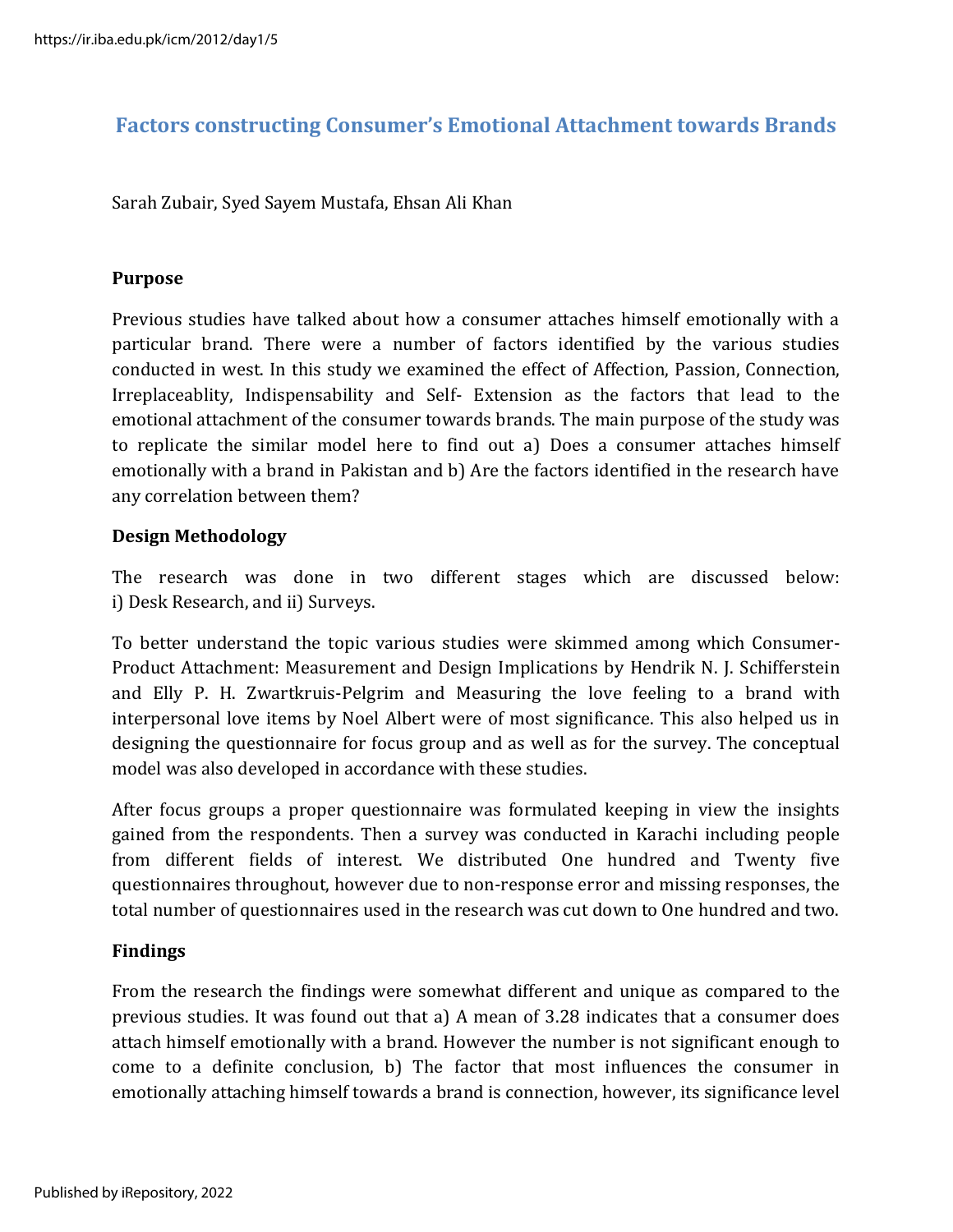# Factors constructing Consumer's Emotional Attachment towards Brands

Sarah Zubair, Syed Sayem Mustafa, Ehsan Ali Khan

**Purpose**

Previous studies have talked about how a consumer attaches himself emotionally with a particular brand. There were a number of factors identified by the various studies conducted in west. In this study we examined the effect of Affection, Passion, Connection, Irreplaceablity, Indispensability and Self- Extension as the factors that lead to the emotional attachment of the consumer towards brands. The main purpose of the study was to replicate the similar model here to find out a) Does a consumer attaches himself emotionally with a brand in Pakistan and b) Are the factors identified in the research have any correlation between them?

**Design Methodology**

The research was done in two different stages which are discussed below: i) Desk Research, and ii) Surveys.

To better understand the topic various studies were skimmed among which Consumer-Product Attachment: Measurement and Design Implications by Hendrik N. J. Schifferstein and Elly P. H. Zwartkruis-Pelgrim and Measuring the love feeling to a brand with interpersonal love items by Noel Albert were of most significance. This also helped us in designing the questionnaire for focus group and as well as for the survey. The conceptual model was also developed in accordance with these studies.

After focus groups a proper questionnaire was formulated keeping in view the insights gained from the respondents. Then a survey was conducted in Karachi including people from different fields of interest. We distributed One hundred and Twenty five questionnaires throughout, however due to non-response error and missing responses, the total number of questionnaires used in the research was cut down to One hundred and two.

**Findings**

From the research the findings were somewhat different and unique as compared to the previous studies. It was found out that a) A mean of 3.28 indicates that a consumer does attach himself emotionally with a brand. However the number is not significant enough to come to a definite conclusion, b) The factor that most influences the consumer in emotionally attaching himself towards a brand is connection, however, its significance level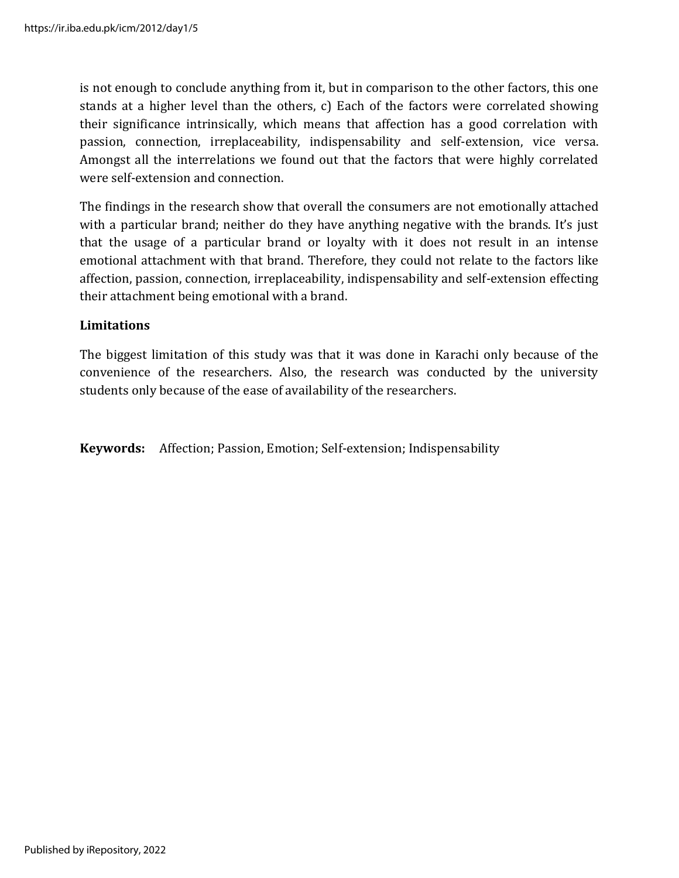is not enough to conclude anything from it, but in comparison to the other factors, this one stands at a higher level than the others, c) Each of the factors were correlated showing their significance intrinsically, which means that affection has a good correlation with passion, connection, irreplaceability, indispensability and self-extension, vice versa. Amongst all the interrelations we found out that the factors that were highly correlated were self-extension and connection.

The findings in the research show that overall the consumers are not emotionally attached with a particular brand; neither do they have anything negative with the brands. It's just that the usage of a particular brand or loyalty with it does not result in an intense emotional attachment with that brand. Therefore, they could not relate to the factors like affection, passion, connection, irreplaceability, indispensability and self-extension effecting their attachment being emotional with a brand.

**Limitations**

The biggest limitation of this study was that it was done in Karachi only because of the convenience of the researchers. Also, the research was conducted by the university students only because of the ease of availability of the researchers.

**Keywords:** Affection; Passion, Emotion; Self-extension; Indispensability